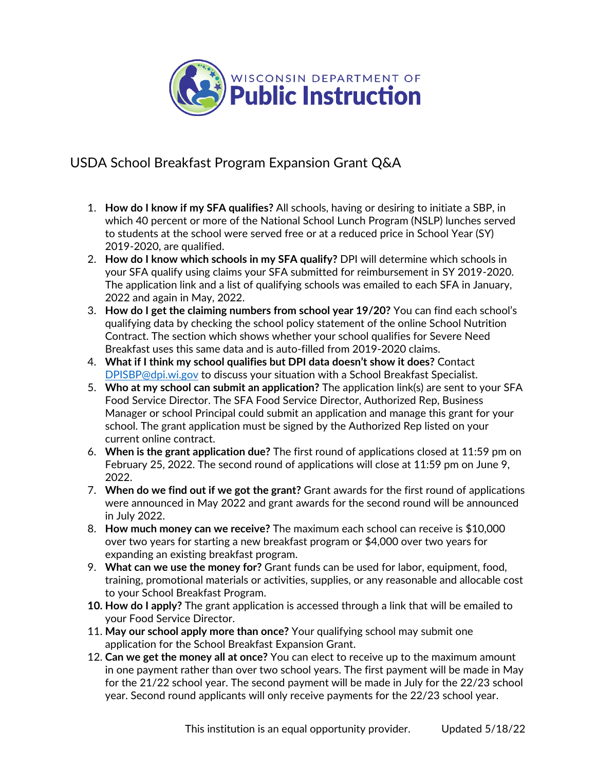WISCONSIN DEPARTMENT OF **Public Instruction**

# USDA School Breakfast Program Expansion Grant Q&A

1. **How do I know if my SFA qualifies?** All schools, having or desiring to initiate a SBP, in which 40 percent or more of the National School Lunch Program (NSLP) lunches served to students at the school were served free or at a reduced price in School Year (SY) 2019-2020, are qualified.
2. **How do I know which schools in my SFA qualify?** DPI will determine which schools in your SFA qualify using claims your SFA submitted for reimbursement in SY 2019-2020. The application link and a list of qualifying schools was emailed to each SFA in January, 2022 and again in May, 2022.
3. **How do I get the claiming numbers from school year 19/20?** You can find each school's qualifying data by checking the school policy statement of the online School Nutrition Contract. The section which shows whether your school qualifies for Severe Need Breakfast uses this same data and is auto-filled from 2019-2020 claims.
4. **What if I think my school qualifies but DPI data doesn't show it does?** Contact [DPISBP@dpi.wi.gov](mailto:DPISBP@dpi.wi.gov) to discuss your situation with a School Breakfast Specialist.
5. **Who at my school can submit an application?** The application link(s) are sent to your SFA Food Service Director. The SFA Food Service Director, Authorized Rep, Business Manager or school Principal could submit an application and manage this grant for your school. The grant application must be signed by the Authorized Rep listed on your current online contract.
6. **When is the grant application due?** The first round of applications closed at 11:59 pm on February 25, 2022. The second round of applications will close at 11:59 pm on June 9, 2022.
7. **When do we find out if we got the grant?** Grant awards for the first round of applications were announced in May 2022 and grant awards for the second round will be announced in July 2022.
8. **How much money can we receive?** The maximum each school can receive is $10,000 over two years for starting a new breakfast program or $4,000 over two years for expanding an existing breakfast program.
9. **What can we use the money for?** Grant funds can be used for labor, equipment, food, training, promotional materials or activities, supplies, or any reasonable and allocable cost to your School Breakfast Program.
10. **How do I apply?** The grant application is accessed through a link that will be emailed to your Food Service Director.
11. **May our school apply more than once?** Your qualifying school may submit one application for the School Breakfast Expansion Grant.
12. **Can we get the money all at once?** You can elect to receive up to the maximum amount in one payment rather than over two school years. The first payment will be made in May for the 21/22 school year. The second payment will be made in July for the 22/23 school year. Second round applicants will only receive payments for the 22/23 school year.

This institution is an equal opportunity provider. Updated 5/18/22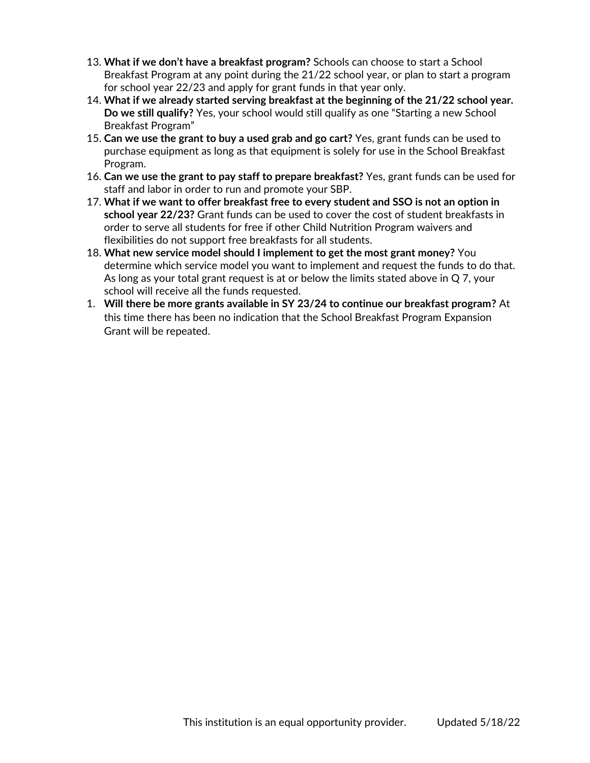13. **What if we don't have a breakfast program?** Schools can choose to start a School Breakfast Program at any point during the 21/22 school year, or plan to start a program for school year 22/23 and apply for grant funds in that year only.
14. **What if we already started serving breakfast at the beginning of the 21/22 school year. Do we still qualify?** Yes, your school would still qualify as one "Starting a new School Breakfast Program"
15. **Can we use the grant to buy a used grab and go cart?** Yes, grant funds can be used to purchase equipment as long as that equipment is solely for use in the School Breakfast Program.
16. **Can we use the grant to pay staff to prepare breakfast?** Yes, grant funds can be used for staff and labor in order to run and promote your SBP.
17. **What if we want to offer breakfast free to every student and SSO is not an option in school year 22/23?** Grant funds can be used to cover the cost of student breakfasts in order to serve all students for free if other Child Nutrition Program waivers and flexibilities do not support free breakfasts for all students.
18. **What new service model should I implement to get the most grant money?** You determine which service model you want to implement and request the funds to do that. As long as your total grant request is at or below the limits stated above in Q 7, your school will receive all the funds requested.
1. **Will there be more grants available in SY 23/24 to continue our breakfast program?** At this time there has been no indication that the School Breakfast Program Expansion Grant will be repeated.